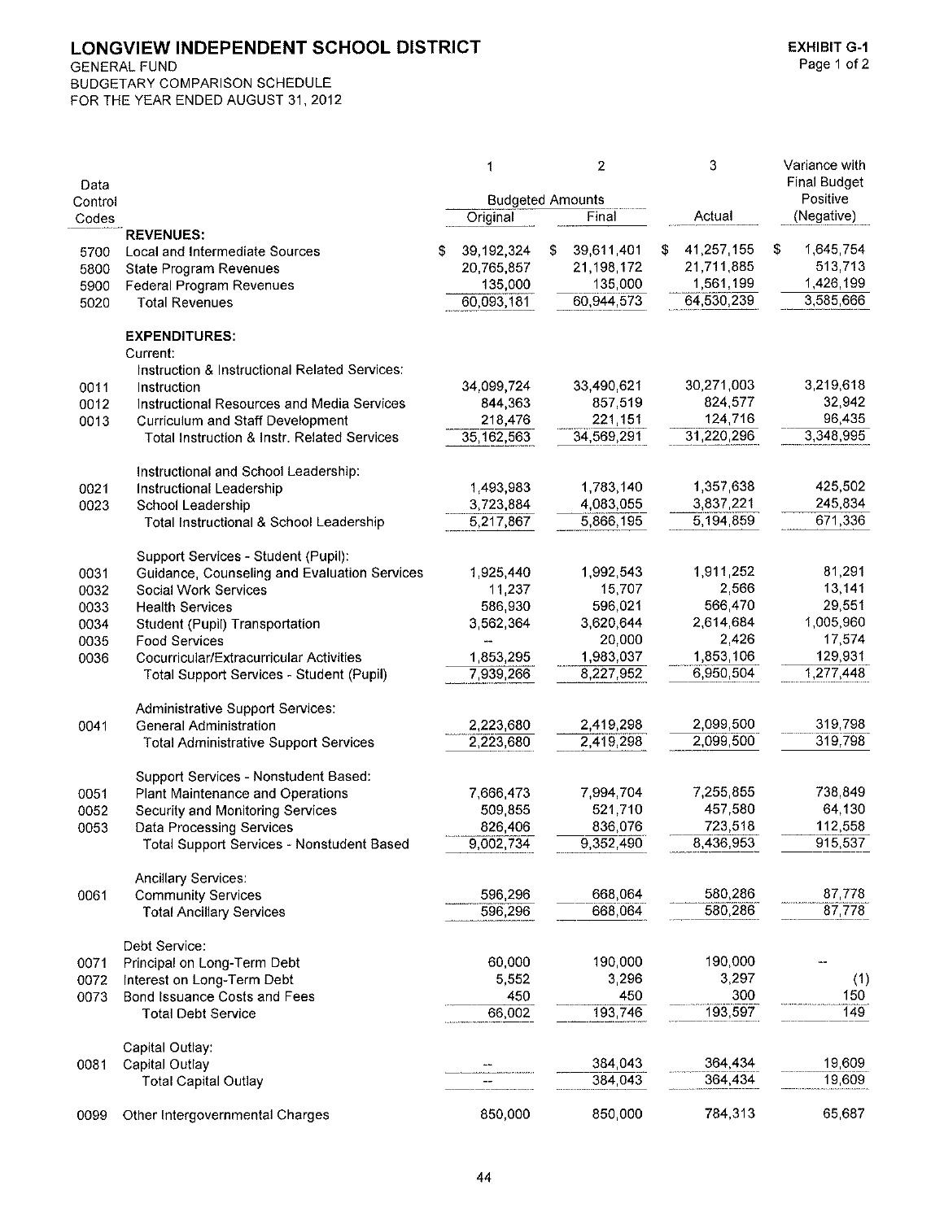# LONGVIEW INDEPENDENT SCHOOL DISTRICT

GENERAL FUND
BUDGETARY COMPARISON SCHEDULE
FOR THE YEAR ENDED AUGUST 31, 2012

**EXHIBIT G-1**

| Data Control Codes | | 1 | 2 | 3 | Variance with Final Budget Positive (Negative) |
|---|---|---|---|---|---|
| | | Budgeted Amounts | | | |
| | | Original | Final | Actual | |
| | **REVENUES:** | | | | |
| 5700 | Local and Intermediate Sources | $ 39,192,324 | $ 39,611,401 | $ 41,257,155 | $ 1,645,754 |
| 5800 | State Program Revenues | 20,765,857 | 21,198,172 | 21,711,885 | 513,713 |
| 5900 | Federal Program Revenues | 135,000 | 135,000 | 1,561,199 | 1,426,199 |
| 5020 | Total Revenues | 60,093,181 | 60,944,573 | 64,530,239 | 3,585,666 |
| | **EXPENDITURES:** | | | | |
| | Current: | | | | |
| | Instruction & Instructional Related Services: | | | | |
| 0011 | Instruction | 34,099,724 | 33,490,621 | 30,271,003 | 3,219,618 |
| 0012 | Instructional Resources and Media Services | 844,363 | 857,519 | 824,577 | 32,942 |
| 0013 | Curriculum and Staff Development | 218,476 | 221,151 | 124,716 | 96,435 |
| | Total Instruction & Instr. Related Services | 35,162,563 | 34,569,291 | 31,220,296 | 3,348,995 |
| | Instructional and School Leadership: | | | | |
| 0021 | Instructional Leadership | 1,493,983 | 1,783,140 | 1,357,638 | 425,502 |
| 0023 | School Leadership | 3,723,884 | 4,083,055 | 3,837,221 | 245,834 |
| | Total Instructional & School Leadership | 5,217,867 | 5,866,195 | 5,194,859 | 671,336 |
| | Support Services - Student (Pupil): | | | | |
| 0031 | Guidance, Counseling and Evaluation Services | 1,925,440 | 1,992,543 | 1,911,252 | 81,291 |
| 0032 | Social Work Services | 11,237 | 15,707 | 2,566 | 13,141 |
| 0033 | Health Services | 586,930 | 596,021 | 566,470 | 29,551 |
| 0034 | Student (Pupil) Transportation | 3,562,364 | 3,620,644 | 2,614,684 | 1,005,960 |
| 0035 | Food Services | -- | 20,000 | 2,426 | 17,574 |
| 0036 | Cocurricular/Extracurricular Activities | 1,853,295 | 1,983,037 | 1,853,106 | 129,931 |
| | Total Support Services - Student (Pupil) | 7,939,266 | 8,227,952 | 6,950,504 | 1,277,448 |
| | Administrative Support Services: | | | | |
| 0041 | General Administration | 2,223,680 | 2,419,298 | 2,099,500 | 319,798 |
| | Total Administrative Support Services | 2,223,680 | 2,419,298 | 2,099,500 | 319,798 |
| | Support Services - Nonstudent Based: | | | | |
| 0051 | Plant Maintenance and Operations | 7,666,473 | 7,994,704 | 7,255,855 | 738,849 |
| 0052 | Security and Monitoring Services | 509,855 | 521,710 | 457,580 | 64,130 |
| 0053 | Data Processing Services | 826,406 | 836,076 | 723,518 | 112,558 |
| | Total Support Services - Nonstudent Based | 9,002,734 | 9,352,490 | 8,436,953 | 915,537 |
| | Ancillary Services: | | | | |
| 0061 | Community Services | 596,296 | 668,064 | 580,286 | 87,778 |
| | Total Ancillary Services | 596,296 | 668,064 | 580,286 | 87,778 |
| | Debt Service: | | | | |
| 0071 | Principal on Long-Term Debt | 60,000 | 190,000 | 190,000 | -- |
| 0072 | Interest on Long-Term Debt | 5,552 | 3,296 | 3,297 | (1) |
| 0073 | Bond Issuance Costs and Fees | 450 | 450 | 300 | 150 |
| | Total Debt Service | 66,002 | 193,746 | 193,597 | 149 |
| | Capital Outlay: | | | | |
| 0081 | Capital Outlay | -- | 384,043 | 364,434 | 19,609 |
| | Total Capital Outlay | -- | 384,043 | 364,434 | 19,609 |
| 0099 | Other Intergovernmental Charges | 850,000 | 850,000 | 784,313 | 65,687 |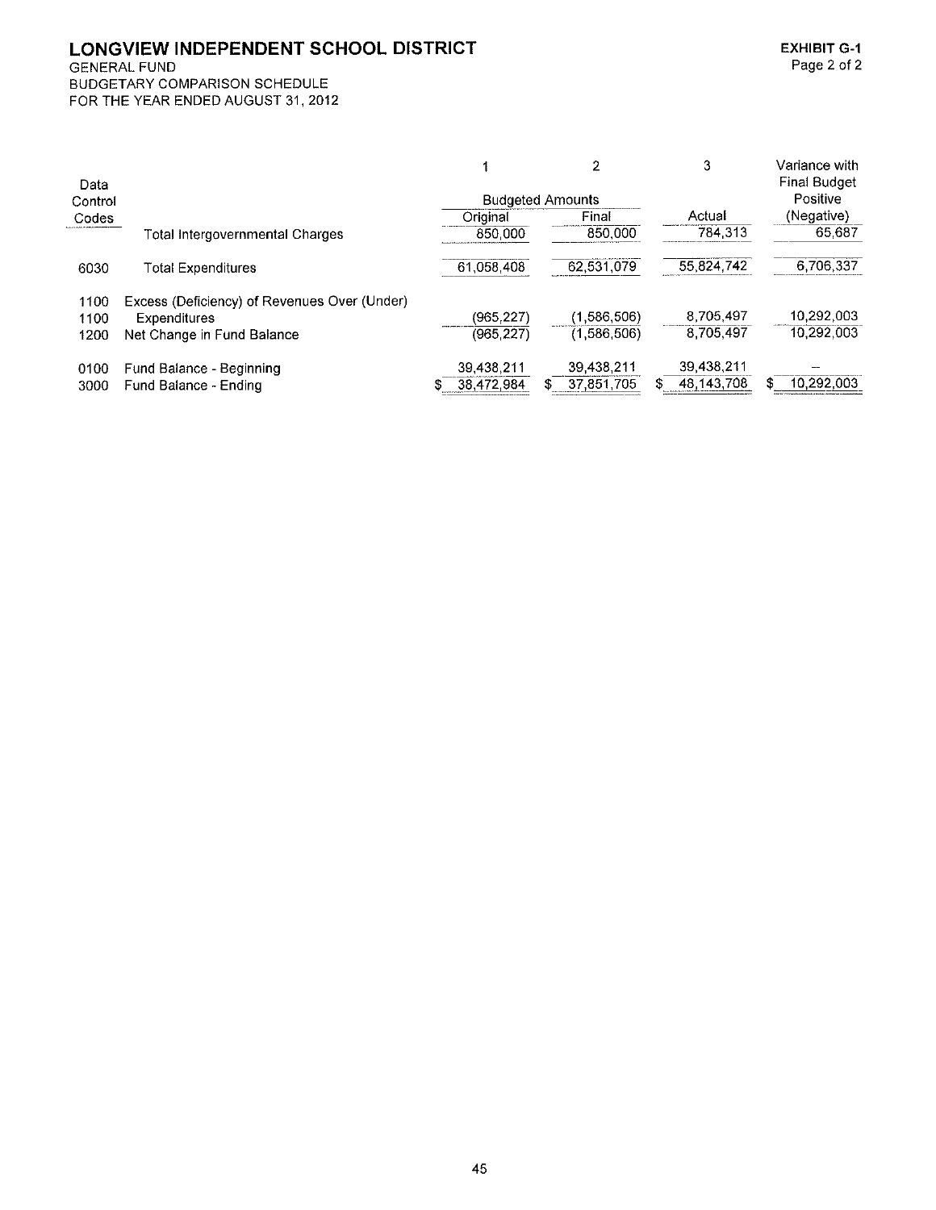# LONGVIEW INDEPENDENT SCHOOL DISTRICT

**EXHIBIT G-1**
Page 2 of 2

GENERAL FUND
BUDGETARY COMPARISON SCHEDULE
FOR THE YEAR ENDED AUGUST 31, 2012

| Data Control Codes | | 1 | 2 | 3 | Variance with Final Budget Positive (Negative) |
|---|---|---|---|---|---|
| | | Budgeted Amounts | | | |
| | | Original | Final | Actual | |
| | Total Intergovernmental Charges | 850,000 | 850,000 | 784,313 | 65,687 |
| 6030 | Total Expenditures | 61,058,408 | 62,531,079 | 55,824,742 | 6,706,337 |
| 1100 | Excess (Deficiency) of Revenues Over (Under) | | | | |
| 1100 | Expenditures | (965,227) | (1,586,506) | 8,705,497 | 10,292,003 |
| 1200 | Net Change in Fund Balance | (965,227) | (1,586,506) | 8,705,497 | 10,292,003 |
| 0100 | Fund Balance - Beginning | 39,438,211 | 39,438,211 | 39,438,211 | -- |
| 3000 | Fund Balance - Ending | $ 38,472,984 | $ 37,851,705 | $ 48,143,708 | $ 10,292,003 |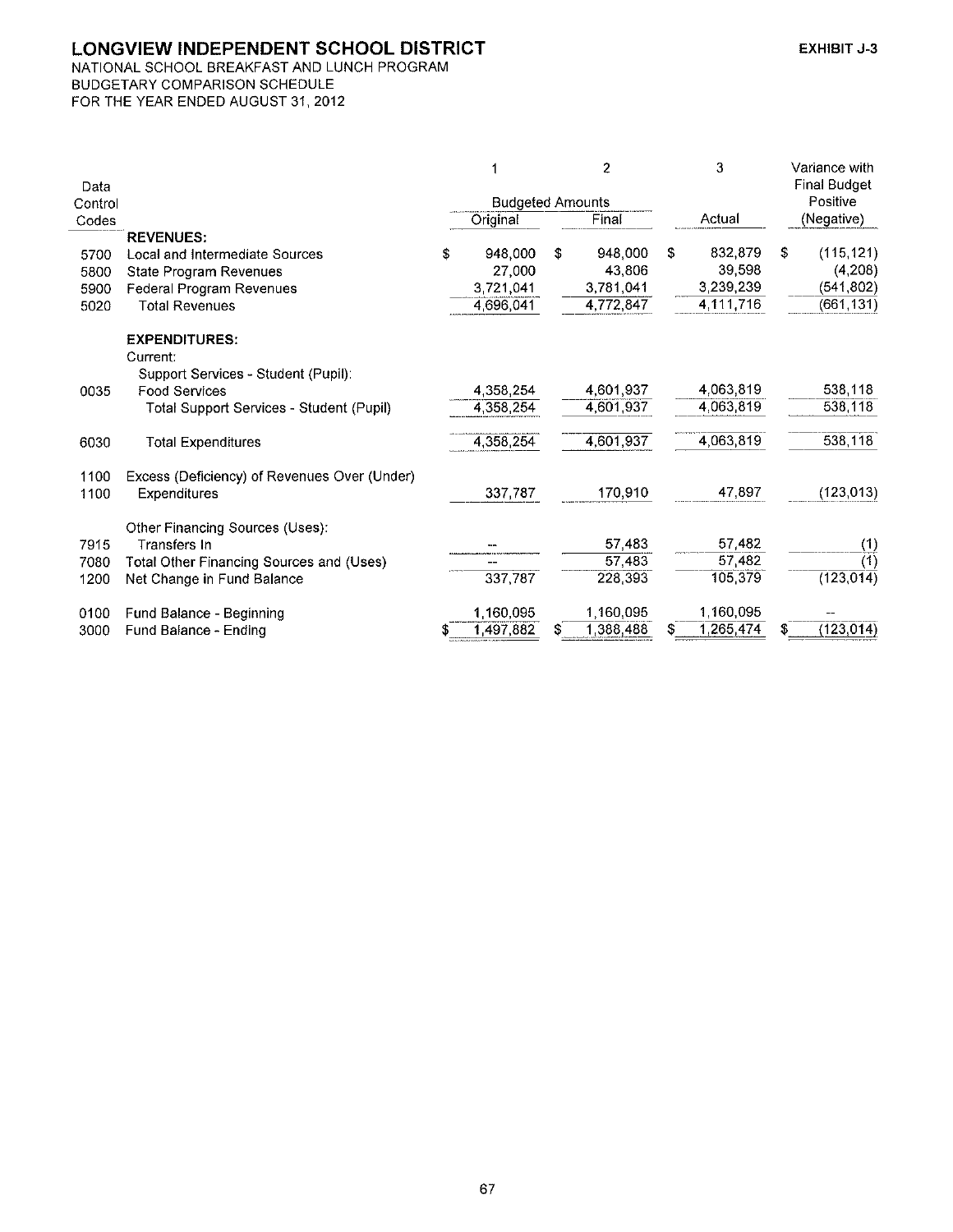# LONGVIEW INDEPENDENT SCHOOL DISTRICT

**EXHIBIT J-3**

NATIONAL SCHOOL BREAKFAST AND LUNCH PROGRAM
BUDGETARY COMPARISON SCHEDULE
FOR THE YEAR ENDED AUGUST 31, 2012

| Data Control Codes | | 1 | 2 | 3 | Variance with Final Budget Positive (Negative) |
|---|---|---|---|---|---|
| | | Budgeted Amounts | | | |
| | | Original | Final | Actual | |
| | **REVENUES:** | | | | |
| 5700 | Local and Intermediate Sources | $ 948,000 | $ 948,000 | $ 832,879 | $ (115,121) |
| 5800 | State Program Revenues | 27,000 | 43,806 | 39,598 | (4,208) |
| 5900 | Federal Program Revenues | 3,721,041 | 3,781,041 | 3,239,239 | (541,802) |
| 5020 | Total Revenues | 4,696,041 | 4,772,847 | 4,111,716 | (661,131) |
| | **EXPENDITURES:** | | | | |
| | Current: | | | | |
| | Support Services - Student (Pupil): | | | | |
| 0035 | Food Services | 4,358,254 | 4,601,937 | 4,063,819 | 538,118 |
| | Total Support Services - Student (Pupil) | 4,358,254 | 4,601,937 | 4,063,819 | 538,118 |
| 6030 | Total Expenditures | 4,358,254 | 4,601,937 | 4,063,819 | 538,118 |
| 1100 | Excess (Deficiency) of Revenues Over (Under) | | | | |
| 1100 | Expenditures | 337,787 | 170,910 | 47,897 | (123,013) |
| | Other Financing Sources (Uses): | | | | |
| 7915 | Transfers In | -- | 57,483 | 57,482 | (1) |
| 7080 | Total Other Financing Sources and (Uses) | -- | 57,483 | 57,482 | (1) |
| 1200 | Net Change in Fund Balance | 337,787 | 228,393 | 105,379 | (123,014) |
| 0100 | Fund Balance - Beginning | 1,160,095 | 1,160,095 | 1,160,095 | -- |
| 3000 | Fund Balance - Ending | $ 1,497,882 | $ 1,388,488 | $ 1,265,474 | $ (123,014) |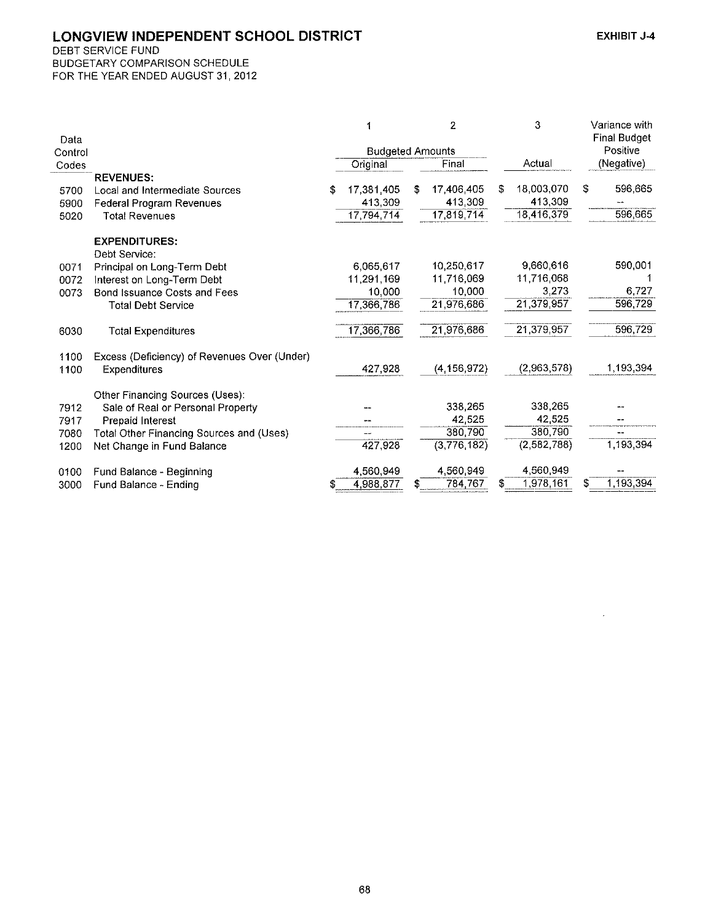# LONGVIEW INDEPENDENT SCHOOL DISTRICT

**EXHIBIT J-4**

DEBT SERVICE FUND
BUDGETARY COMPARISON SCHEDULE
FOR THE YEAR ENDED AUGUST 31, 2012

| Data Control Codes | | 1 | 2 | 3 | Variance with Final Budget Positive (Negative) |
|---|---|---|---|---|---|
| | | Budgeted Amounts | | | |
| | | Original | Final | Actual | |
| | **REVENUES:** | | | | |
| 5700 | Local and Intermediate Sources | $ 17,381,405 | $ 17,406,405 | $ 18,003,070 | $ 596,665 |
| 5900 | Federal Program Revenues | 413,309 | 413,309 | 413,309 | -- |
| 5020 | Total Revenues | 17,794,714 | 17,819,714 | 18,416,379 | 596,665 |
| | **EXPENDITURES:** | | | | |
| | Debt Service: | | | | |
| 0071 | Principal on Long-Term Debt | 6,065,617 | 10,250,617 | 9,660,616 | 590,001 |
| 0072 | Interest on Long-Term Debt | 11,291,169 | 11,716,069 | 11,716,068 | 1 |
| 0073 | Bond Issuance Costs and Fees | 10,000 | 10,000 | 3,273 | 6,727 |
| | Total Debt Service | 17,366,786 | 21,976,686 | 21,379,957 | 596,729 |
| 6030 | Total Expenditures | 17,366,786 | 21,976,686 | 21,379,957 | 596,729 |
| 1100 | Excess (Deficiency) of Revenues Over (Under) | | | | |
| 1100 | Expenditures | 427,928 | (4,156,972) | (2,963,578) | 1,193,394 |
| | Other Financing Sources (Uses): | | | | |
| 7912 | Sale of Real or Personal Property | -- | 338,265 | 338,265 | -- |
| 7917 | Prepaid Interest | -- | 42,525 | 42,525 | -- |
| 7080 | Total Other Financing Sources and (Uses) | -- | 380,790 | 380,790 | -- |
| 1200 | Net Change in Fund Balance | 427,928 | (3,776,182) | (2,582,788) | 1,193,394 |
| 0100 | Fund Balance - Beginning | 4,560,949 | 4,560,949 | 4,560,949 | -- |
| 3000 | Fund Balance - Ending | $ 4,988,877 | $ 784,767 | $ 1,978,161 | $ 1,193,394 |